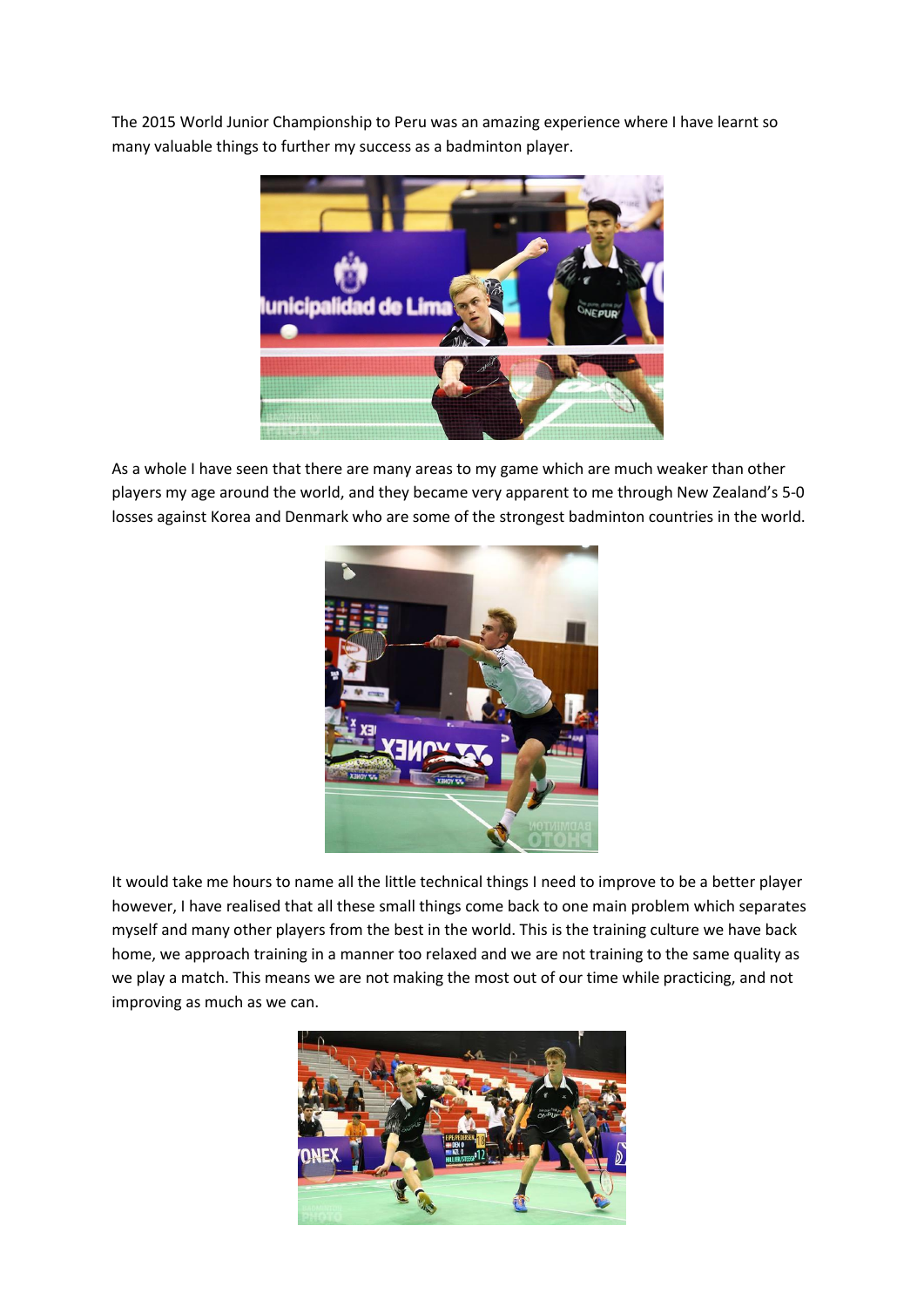The 2015 World Junior Championship to Peru was an amazing experience where I have learnt so many valuable things to further my success as a badminton player.

As a whole I have seen that there are many areas to my game which are much weaker than other players my age around the world, and they became very apparent to me through New Zealand's 5-0 losses against Korea and Denmark who are some of the strongest badminton countries in the world.

It would take me hours to name all the little technical things I need to improve to be a better player however, I have realised that all these small things come back to one main problem which separates myself and many other players from the best in the world. This is the training culture we have back home, we approach training in a manner too relaxed and we are not training to the same quality as we play a match. This means we are not making the most out of our time while practicing, and not improving as much as we can.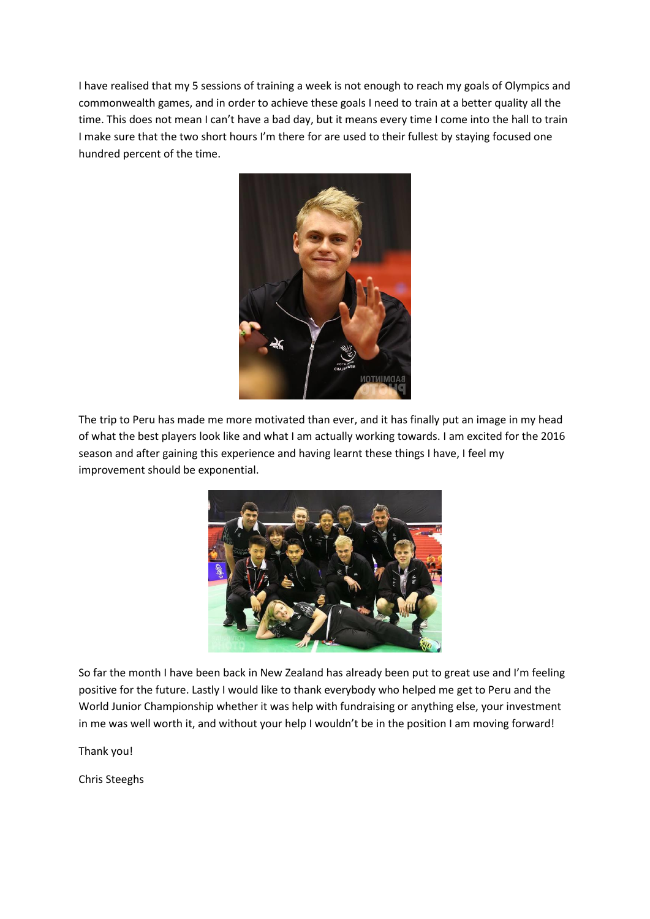I have realised that my 5 sessions of training a week is not enough to reach my goals of Olympics and commonwealth games, and in order to achieve these goals I need to train at a better quality all the time. This does not mean I can't have a bad day, but it means every time I come into the hall to train I make sure that the two short hours I'm there for are used to their fullest by staying focused one hundred percent of the time.

The trip to Peru has made me more motivated than ever, and it has finally put an image in my head of what the best players look like and what I am actually working towards. I am excited for the 2016 season and after gaining this experience and having learnt these things I have, I feel my improvement should be exponential.

So far the month I have been back in New Zealand has already been put to great use and I'm feeling positive for the future. Lastly I would like to thank everybody who helped me get to Peru and the World Junior Championship whether it was help with fundraising or anything else, your investment in me was well worth it, and without your help I wouldn't be in the position I am moving forward!

Thank you!

Chris Steeghs